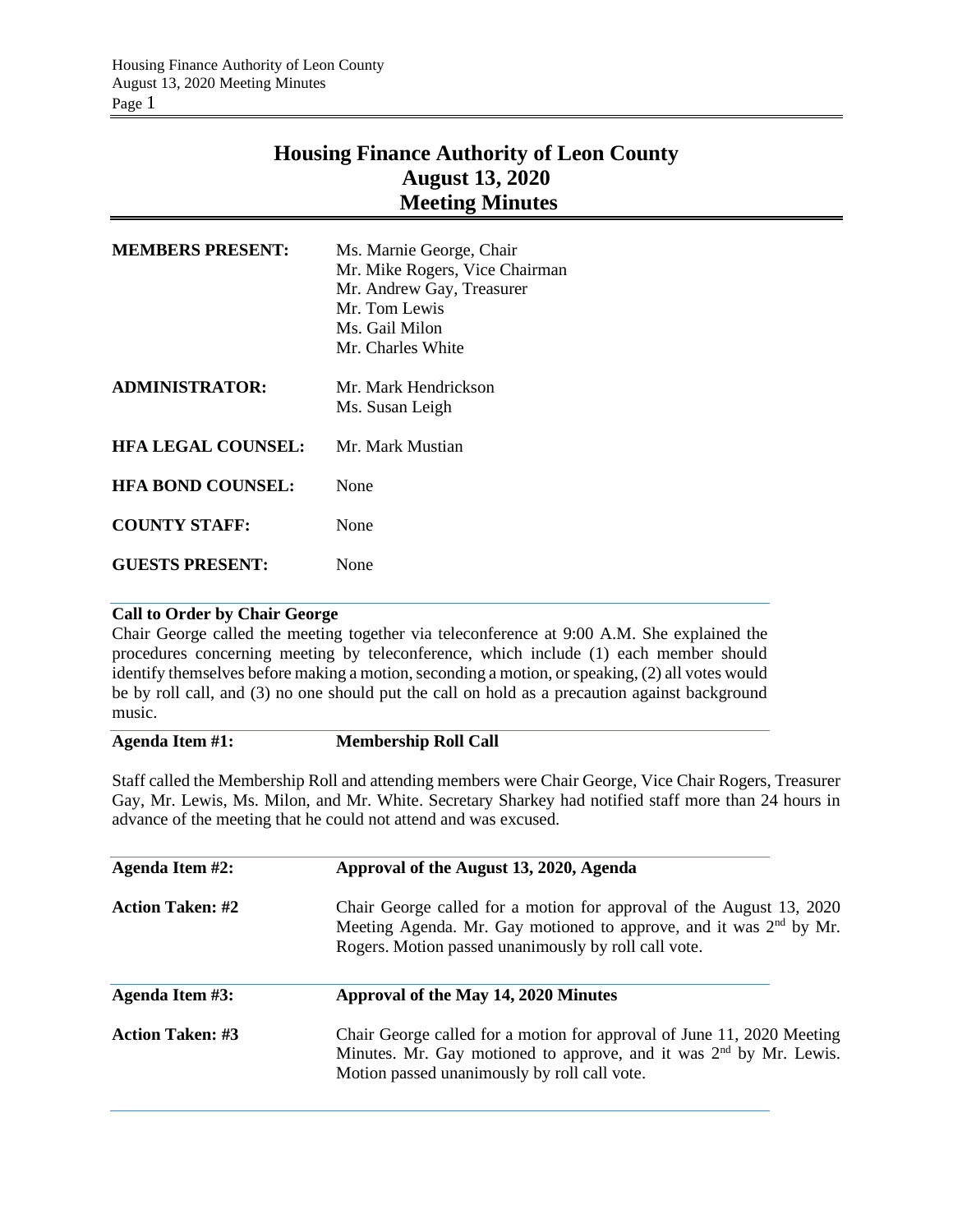# Housing Finance Authority of Leon County
# August 13, 2020
# Meeting Minutes

| | |
|---|---|
| **MEMBERS PRESENT:** | Ms. Marnie George, Chair<br>Mr. Mike Rogers, Vice Chairman<br>Mr. Andrew Gay, Treasurer<br>Mr. Tom Lewis<br>Ms. Gail Milon<br>Mr. Charles White |
| **ADMINISTRATOR:** | Mr. Mark Hendrickson<br>Ms. Susan Leigh |
| **HFA LEGAL COUNSEL:** | Mr. Mark Mustian |
| **HFA BOND COUNSEL:** | None |
| **COUNTY STAFF:** | None |
| **GUESTS PRESENT:** | None |

**Call to Order by Chair George**

Chair George called the meeting together via teleconference at 9:00 A.M. She explained the procedures concerning meeting by teleconference, which include (1) each member should identify themselves before making a motion, seconding a motion, or speaking, (2) all votes would be by roll call, and (3) no one should put the call on hold as a precaution against background music.

**Agenda Item #1: Membership Roll Call**

Staff called the Membership Roll and attending members were Chair George, Vice Chair Rogers, Treasurer Gay, Mr. Lewis, Ms. Milon, and Mr. White. Secretary Sharkey had notified staff more than 24 hours in advance of the meeting that he could not attend and was excused.

**Agenda Item #2: Approval of the August 13, 2020, Agenda**

**Action Taken: #2** Chair George called for a motion for approval of the August 13, 2020 Meeting Agenda. Mr. Gay motioned to approve, and it was 2nd by Mr. Rogers. Motion passed unanimously by roll call vote.

**Agenda Item #3: Approval of the May 14, 2020 Minutes**

**Action Taken: #3** Chair George called for a motion for approval of June 11, 2020 Meeting Minutes. Mr. Gay motioned to approve, and it was 2nd by Mr. Lewis. Motion passed unanimously by roll call vote.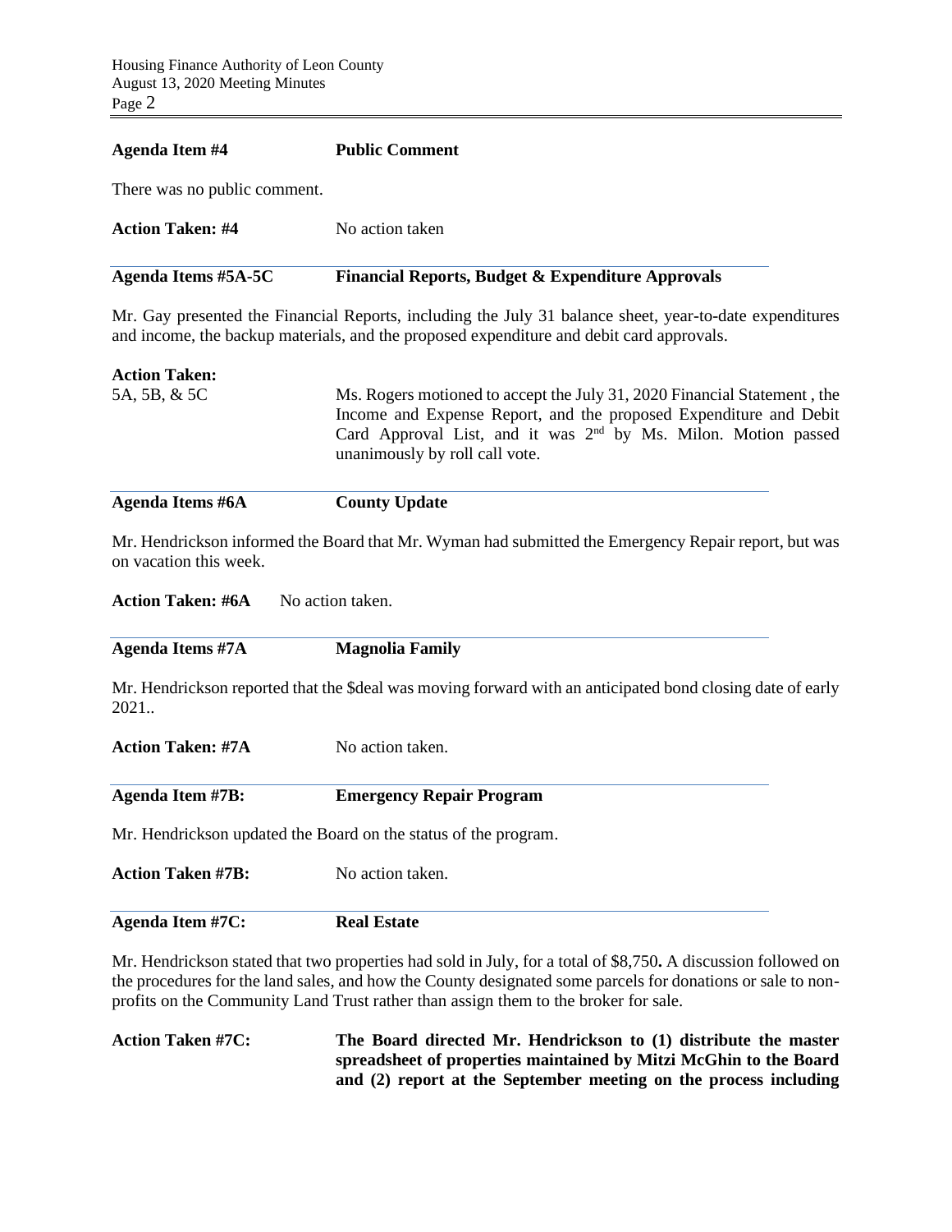**Agenda Item #4** **Public Comment**

There was no public comment.

**Action Taken: #4** No action taken

**Agenda Items #5A-5C** **Financial Reports, Budget & Expenditure Approvals**

Mr. Gay presented the Financial Reports, including the July 31 balance sheet, year-to-date expenditures and income, the backup materials, and the proposed expenditure and debit card approvals.

**Action Taken:**
5A, 5B, & 5C Ms. Rogers motioned to accept the July 31, 2020 Financial Statement , the Income and Expense Report, and the proposed Expenditure and Debit Card Approval List, and it was 2nd by Ms. Milon. Motion passed unanimously by roll call vote.

**Agenda Items #6A** **County Update**

Mr. Hendrickson informed the Board that Mr. Wyman had submitted the Emergency Repair report, but was on vacation this week.

**Action Taken: #6A** No action taken.

**Agenda Items #7A** **Magnolia Family**

Mr. Hendrickson reported that the $deal was moving forward with an anticipated bond closing date of early 2021..

**Action Taken: #7A** No action taken.

**Agenda Item #7B:** **Emergency Repair Program**

Mr. Hendrickson updated the Board on the status of the program.

**Action Taken #7B:** No action taken.

**Agenda Item #7C:** **Real Estate**

Mr. Hendrickson stated that two properties had sold in July, for a total of $8,750**.** A discussion followed on the procedures for the land sales, and how the County designated some parcels for donations or sale to non-profits on the Community Land Trust rather than assign them to the broker for sale.

**Action Taken #7C:** **The Board directed Mr. Hendrickson to (1) distribute the master spreadsheet of properties maintained by Mitzi McGhin to the Board and (2) report at the September meeting on the process including**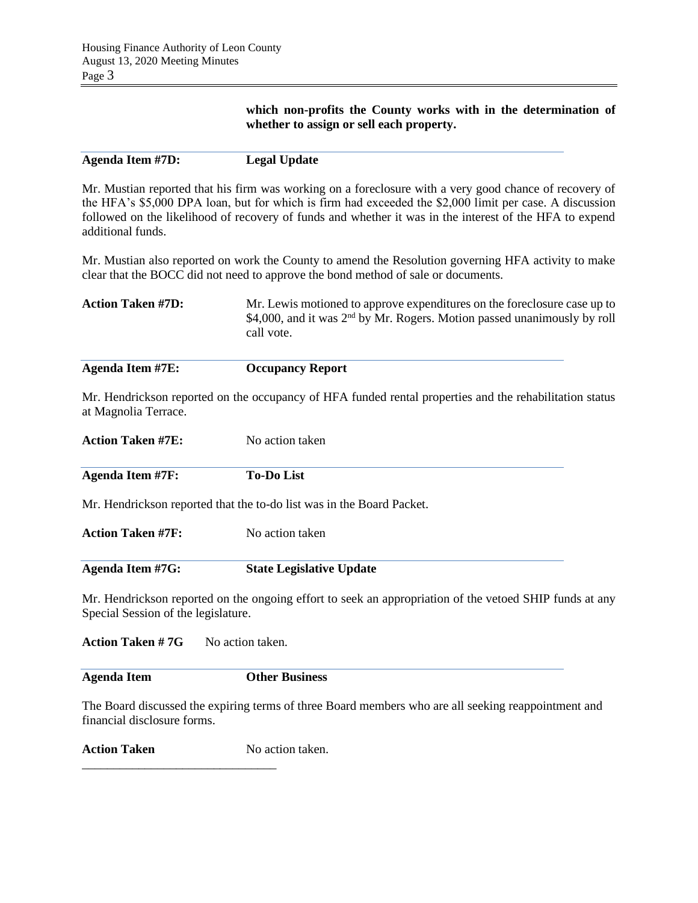**which non-profits the County works with in the determination of whether to assign or sell each property.**

**Agenda Item #7D: Legal Update**

Mr. Mustian reported that his firm was working on a foreclosure with a very good chance of recovery of the HFA's $5,000 DPA loan, but for which is firm had exceeded the $2,000 limit per case. A discussion followed on the likelihood of recovery of funds and whether it was in the interest of the HFA to expend additional funds.

Mr. Mustian also reported on work the County to amend the Resolution governing HFA activity to make clear that the BOCC did not need to approve the bond method of sale or documents.

**Action Taken #7D:** Mr. Lewis motioned to approve expenditures on the foreclosure case up to $4,000, and it was 2nd by Mr. Rogers. Motion passed unanimously by roll call vote.

**Agenda Item #7E: Occupancy Report**

Mr. Hendrickson reported on the occupancy of HFA funded rental properties and the rehabilitation status at Magnolia Terrace.

**Action Taken #7E:** No action taken

**Agenda Item #7F: To-Do List**

Mr. Hendrickson reported that the to-do list was in the Board Packet.

**Action Taken #7F:** No action taken

**Agenda Item #7G: State Legislative Update**

Mr. Hendrickson reported on the ongoing effort to seek an appropriation of the vetoed SHIP funds at any Special Session of the legislature.

**Action Taken # 7G** No action taken.

**Agenda Item Other Business**

The Board discussed the expiring terms of three Board members who are all seeking reappointment and financial disclosure forms.

**Action Taken** No action taken.

________________________________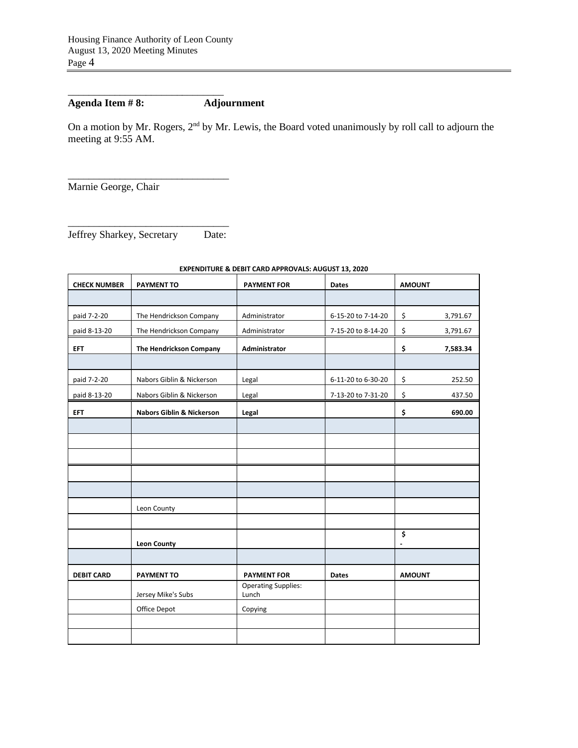## Agenda Item # 8: Adjournment

On a motion by Mr. Rogers, 2nd by Mr. Lewis, the Board voted unanimously by roll call to adjourn the meeting at 9:55 AM.

\_\_\_\_\_\_\_\_\_\_\_\_\_\_\_\_\_\_\_\_\_\_\_\_\_\_\_\_\_\_\_\_
Marnie George, Chair

\_\_\_\_\_\_\_\_\_\_\_\_\_\_\_\_\_\_\_\_\_\_\_\_\_\_\_\_\_\_\_\_
Jeffrey Sharkey, Secretary Date:

**EXPENDITURE & DEBIT CARD APPROVALS: AUGUST 13, 2020**

| CHECK NUMBER | PAYMENT TO | PAYMENT FOR | Dates | AMOUNT |
|---|---|---|---|---|
| | | | | |
| paid 7-2-20 | The Hendrickson Company | Administrator | 6-15-20 to 7-14-20 | $ 3,791.67 |
| paid 8-13-20 | The Hendrickson Company | Administrator | 7-15-20 to 8-14-20 | $ 3,791.67 |
| **EFT** | **The Hendrickson Company** | **Administrator** | | **$ 7,583.34** |
| | | | | |
| paid 7-2-20 | Nabors Giblin & Nickerson | Legal | 6-11-20 to 6-30-20 | $ 252.50 |
| paid 8-13-20 | Nabors Giblin & Nickerson | Legal | 7-13-20 to 7-31-20 | $ 437.50 |
| **EFT** | **Nabors Giblin & Nickerson** | **Legal** | | **$ 690.00** |
| | | | | |
| | | | | |
| | | | | |
| | | | | |
| | | | | |
| | Leon County | | | |
| | | | | |
| | **Leon County** | | | $ - |
| | | | | |
| **DEBIT CARD** | **PAYMENT TO** | **PAYMENT FOR** | **Dates** | **AMOUNT** |
| | Jersey Mike's Subs | Operating Supplies: Lunch | | |
| | Office Depot | Copying | | |
| | | | | |
| | | | | |